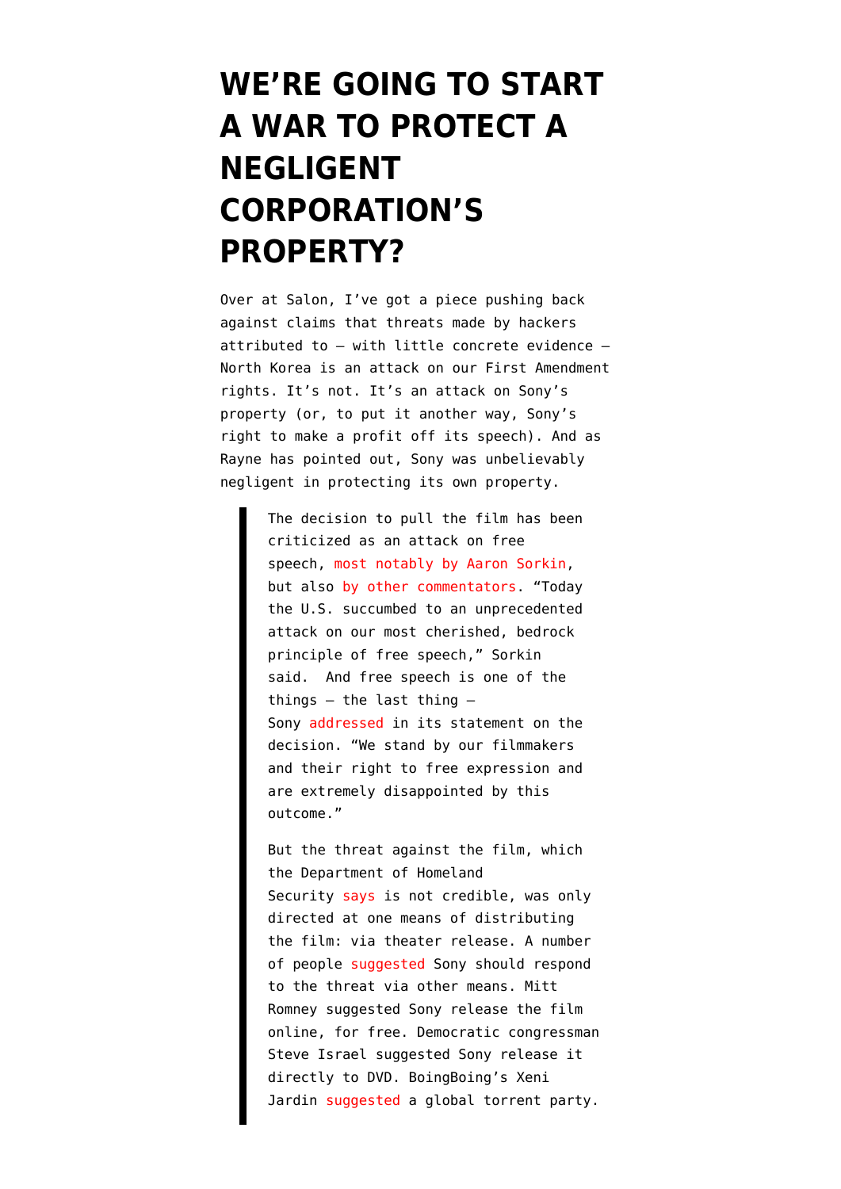# WE'RE GOING TO START A WAR TO PROTECT A NEGLIGENT CORPORATION'S PROPERTY?

Over at Salon, I've got a piece pushing back against claims that threats made by hackers attributed to — with little concrete evidence — North Korea is an attack on our First Amendment rights. It's not. It's an attack on Sony's property (or, to put it another way, Sony's right to make a profit off its speech). And as Rayne has pointed out, Sony was unbelievably negligent in protecting its own property.

> The decision to pull the film has been criticized as an attack on free speech, most notably by Aaron Sorkin, but also by other commentators. "Today the U.S. succumbed to an unprecedented attack on our most cherished, bedrock principle of free speech," Sorkin said. And free speech is one of the things — the last thing — Sony addressed in its statement on the decision. "We stand by our filmmakers and their right to free expression and are extremely disappointed by this outcome."
>
> But the threat against the film, which the Department of Homeland Security says is not credible, was only directed at one means of distributing the film: via theater release. A number of people suggested Sony should respond to the threat via other means. Mitt Romney suggested Sony release the film online, for free. Democratic congressman Steve Israel suggested Sony release it directly to DVD. BoingBoing's Xeni Jardin suggested a global torrent party.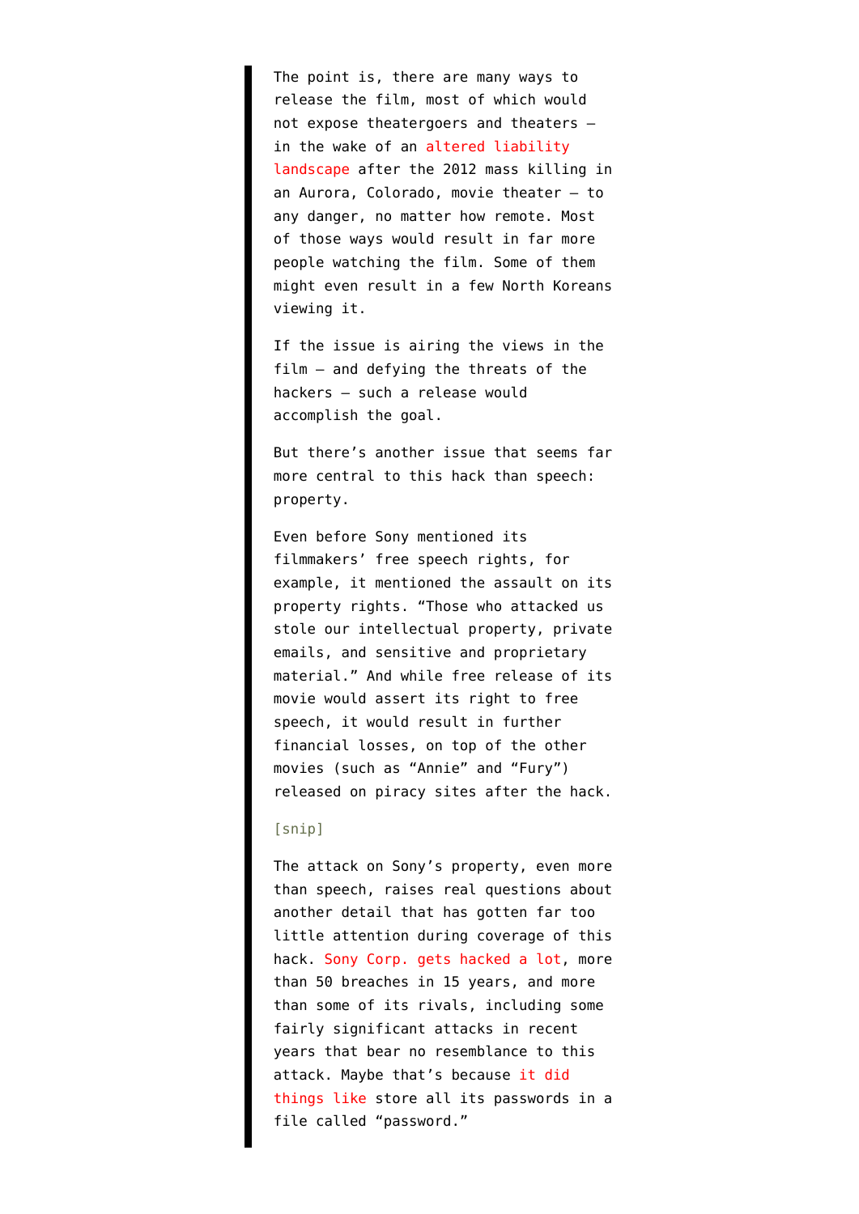> The point is, there are many ways to release the film, most of which would not expose theatergoers and theaters — in the wake of an altered liability landscape after the 2012 mass killing in an Aurora, Colorado, movie theater — to any danger, no matter how remote. Most of those ways would result in far more people watching the film. Some of them might even result in a few North Koreans viewing it.
>
> If the issue is airing the views in the film — and defying the threats of the hackers — such a release would accomplish the goal.
>
> But there's another issue that seems far more central to this hack than speech: property.
>
> Even before Sony mentioned its filmmakers' free speech rights, for example, it mentioned the assault on its property rights. "Those who attacked us stole our intellectual property, private emails, and sensitive and proprietary material." And while free release of its movie would assert its right to free speech, it would result in further financial losses, on top of the other movies (such as "Annie" and "Fury") released on piracy sites after the hack.
>
> [snip]
>
> The attack on Sony's property, even more than speech, raises real questions about another detail that has gotten far too little attention during coverage of this hack. Sony Corp. gets hacked a lot, more than 50 breaches in 15 years, and more than some of its rivals, including some fairly significant attacks in recent years that bear no resemblance to this attack. Maybe that's because it did things like store all its passwords in a file called "password."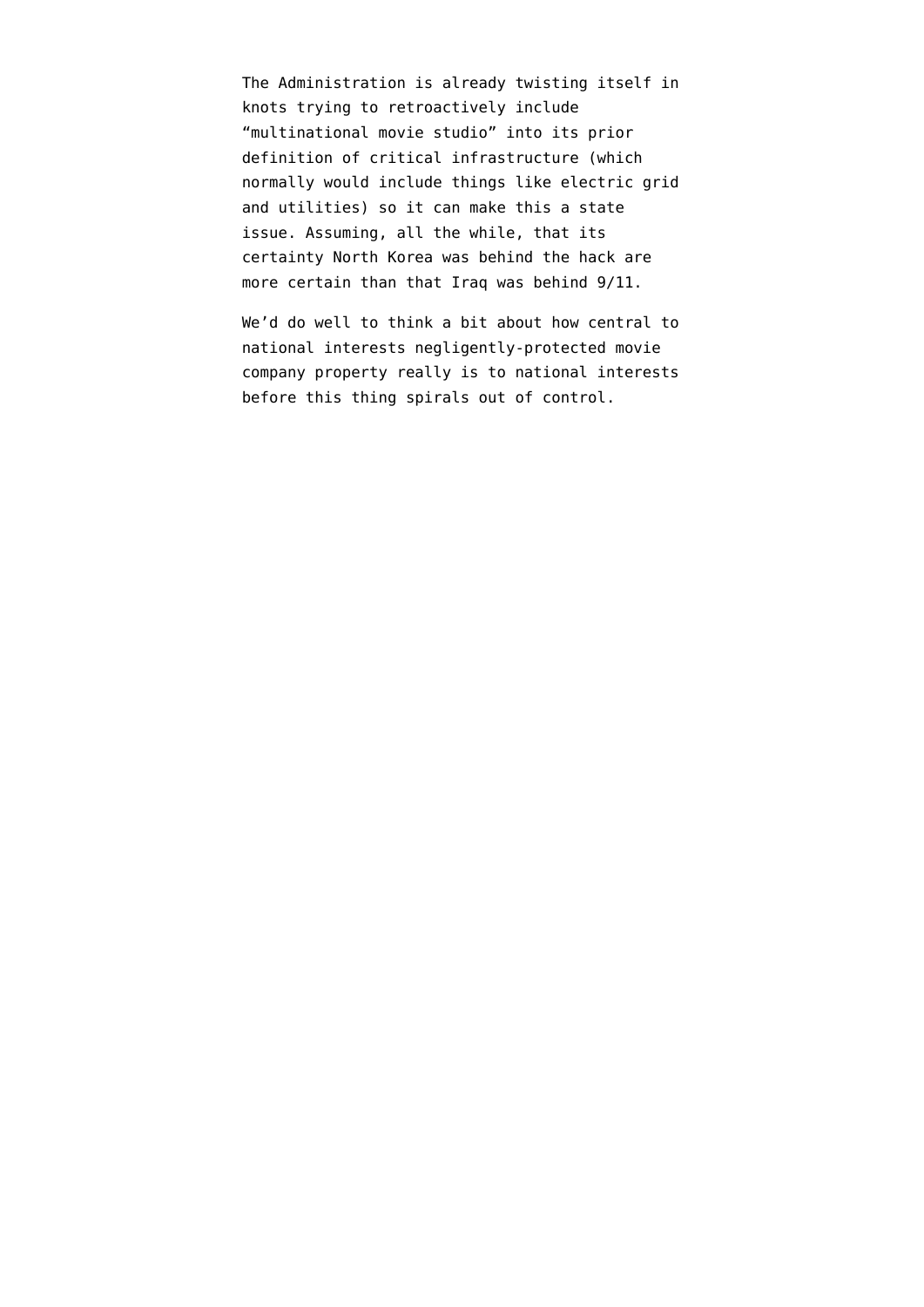The Administration is already twisting itself in knots trying to retroactively include "multinational movie studio" into its prior definition of critical infrastructure (which normally would include things like electric grid and utilities) so it can make this a state issue. Assuming, all the while, that its certainty North Korea was behind the hack are more certain than that Iraq was behind 9/11.

We'd do well to think a bit about how central to national interests negligently-protected movie company property really is to national interests before this thing spirals out of control.